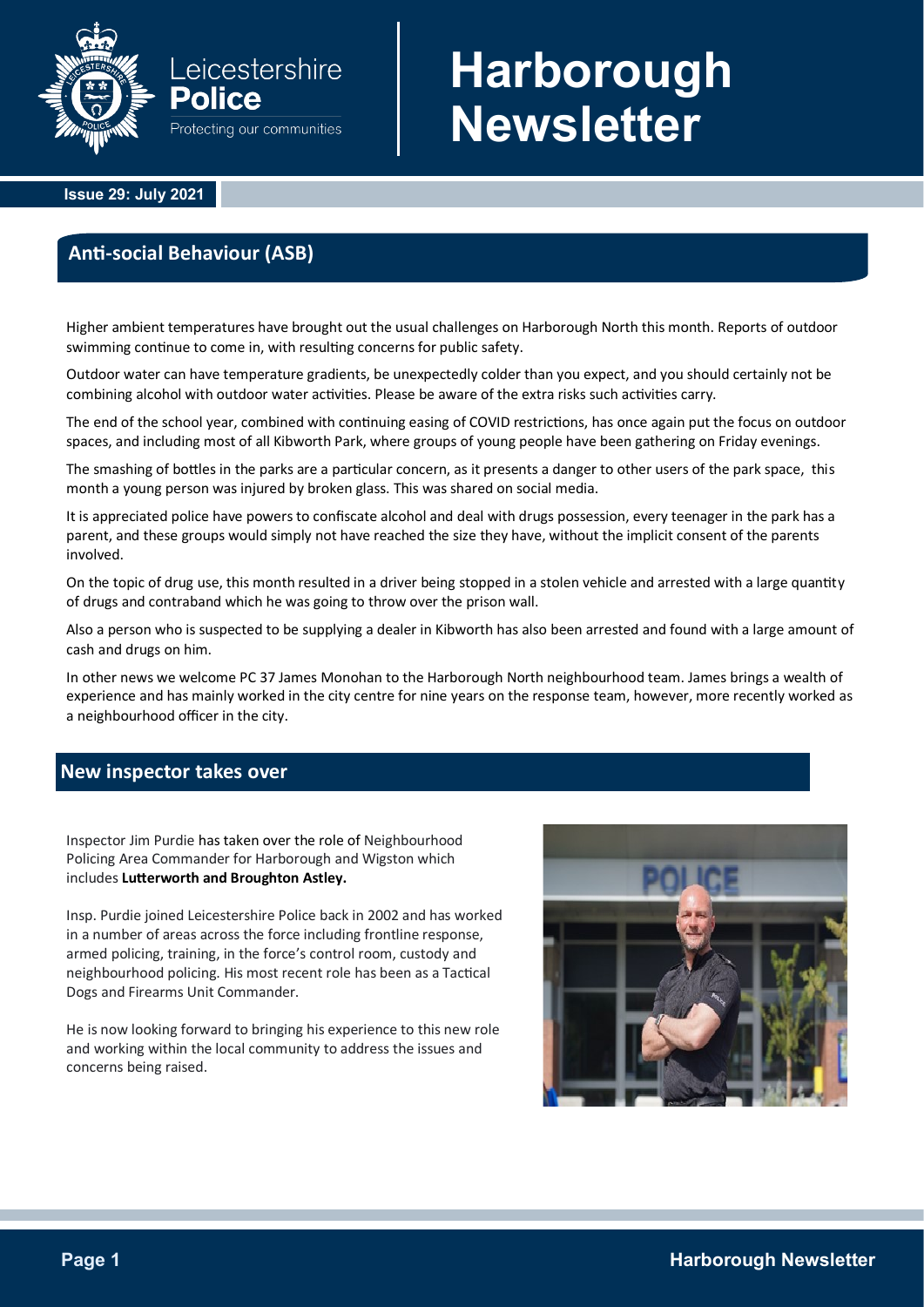# Harborough Newsletter

Leicestershire Police
Protecting our communities

**Issue 29: July 2021**

## Anti-social Behaviour (ASB)

Higher ambient temperatures have brought out the usual challenges on Harborough North this month. Reports of outdoor swimming continue to come in, with resulting concerns for public safety.

Outdoor water can have temperature gradients, be unexpectedly colder than you expect, and you should certainly not be combining alcohol with outdoor water activities. Please be aware of the extra risks such activities carry.

The end of the school year, combined with continuing easing of COVID restrictions, has once again put the focus on outdoor spaces, and including most of all Kibworth Park, where groups of young people have been gathering on Friday evenings.

The smashing of bottles in the parks are a particular concern, as it presents a danger to other users of the park space, this month a young person was injured by broken glass. This was shared on social media.

It is appreciated police have powers to confiscate alcohol and deal with drugs possession, every teenager in the park has a parent, and these groups would simply not have reached the size they have, without the implicit consent of the parents involved.

On the topic of drug use, this month resulted in a driver being stopped in a stolen vehicle and arrested with a large quantity of drugs and contraband which he was going to throw over the prison wall.

Also a person who is suspected to be supplying a dealer in Kibworth has also been arrested and found with a large amount of cash and drugs on him.

In other news we welcome PC 37 James Monohan to the Harborough North neighbourhood team. James brings a wealth of experience and has mainly worked in the city centre for nine years on the response team, however, more recently worked as a neighbourhood officer in the city.

## New inspector takes over

Inspector Jim Purdie has taken over the role of Neighbourhood Policing Area Commander for Harborough and Wigston which includes **Lutterworth and Broughton Astley.**

Insp. Purdie joined Leicestershire Police back in 2002 and has worked in a number of areas across the force including frontline response, armed policing, training, in the force's control room, custody and neighbourhood policing. His most recent role has been as a Tactical Dogs and Firearms Unit Commander.

He is now looking forward to bringing his experience to this new role and working within the local community to address the issues and concerns being raised.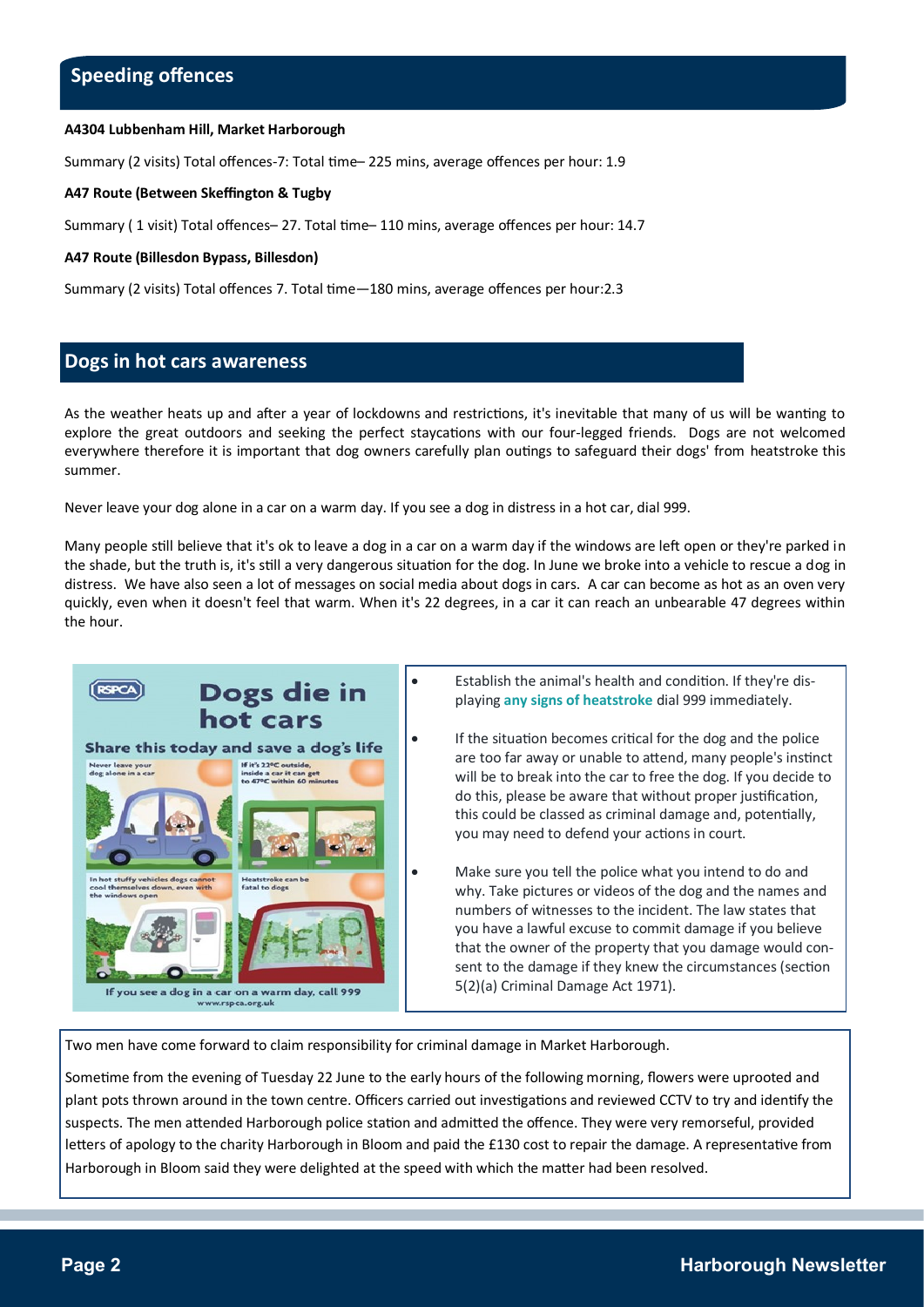## Speeding offences

**A4304 Lubbenham Hill, Market Harborough**

Summary (2 visits) Total offences-7: Total time– 225 mins, average offences per hour: 1.9

**A47 Route (Between Skeffington & Tugby**

Summary ( 1 visit) Total offences– 27. Total time– 110 mins, average offences per hour: 14.7

**A47 Route (Billesdon Bypass, Billesdon)**

Summary (2 visits) Total offences 7. Total time—180 mins, average offences per hour:2.3

## Dogs in hot cars awareness

As the weather heats up and after a year of lockdowns and restrictions, it's inevitable that many of us will be wanting to explore the great outdoors and seeking the perfect staycations with our four-legged friends. Dogs are not welcomed everywhere therefore it is important that dog owners carefully plan outings to safeguard their dogs' from heatstroke this summer.

Never leave your dog alone in a car on a warm day. If you see a dog in distress in a hot car, dial 999.

Many people still believe that it's ok to leave a dog in a car on a warm day if the windows are left open or they're parked in the shade, but the truth is, it's still a very dangerous situation for the dog. In June we broke into a vehicle to rescue a dog in distress. We have also seen a lot of messages on social media about dogs in cars. A car can become as hot as an oven very quickly, even when it doesn't feel that warm. When it's 22 degrees, in a car it can reach an unbearable 47 degrees within the hour.

RSPCA

Dogs die in hot cars

Share this today and save a dog's life

Never leave your dog alone in a car

If it's 22ºC outside, inside a car it can get to 47ºC within 60 minutes

In hot stuffy vehicles dogs cannot cool themselves down, even with the windows open

Heatstroke can be fatal to dogs

If you see a dog in a car on a warm day, call 999

www.rspca.org.uk

- Establish the animal's health and condition. If they're displaying **any signs of heatstroke** dial 999 immediately.
- If the situation becomes critical for the dog and the police are too far away or unable to attend, many people's instinct will be to break into the car to free the dog. If you decide to do this, please be aware that without proper justification, this could be classed as criminal damage and, potentially, you may need to defend your actions in court.
- Make sure you tell the police what you intend to do and why. Take pictures or videos of the dog and the names and numbers of witnesses to the incident. The law states that you have a lawful excuse to commit damage if you believe that the owner of the property that you damage would consent to the damage if they knew the circumstances (section 5(2)(a) Criminal Damage Act 1971).

Two men have come forward to claim responsibility for criminal damage in Market Harborough.

Sometime from the evening of Tuesday 22 June to the early hours of the following morning, flowers were uprooted and plant pots thrown around in the town centre. Officers carried out investigations and reviewed CCTV to try and identify the suspects. The men attended Harborough police station and admitted the offence. They were very remorseful, provided letters of apology to the charity Harborough in Bloom and paid the £130 cost to repair the damage. A representative from Harborough in Bloom said they were delighted at the speed with which the matter had been resolved.